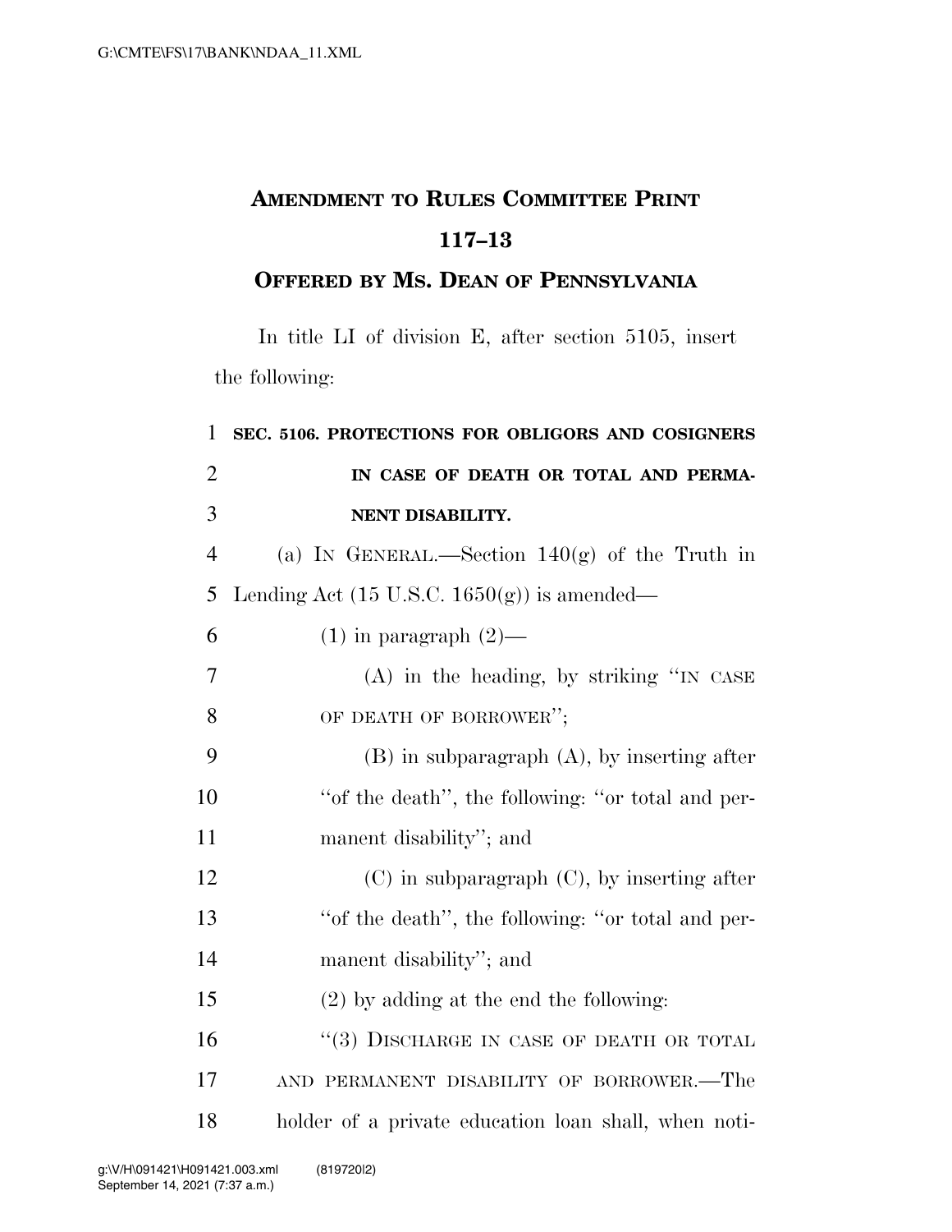**AMENDMENT TO RULES COMMITTEE PRINT 117–13**

**OFFERED BY MS. DEAN OF PENNSYLVANIA**

In title LI of division E, after section 5105, insert the following:

**SEC. 5106. PROTECTIONS FOR OBLIGORS AND COSIGNERS IN CASE OF DEATH OR TOTAL AND PERMANENT DISABILITY.**

(a) IN GENERAL.—Section 140(g) of the Truth in Lending Act (15 U.S.C. 1650(g)) is amended—

(1) in paragraph (2)—

(A) in the heading, by striking "IN CASE OF DEATH OF BORROWER";

(B) in subparagraph (A), by inserting after "of the death", the following: "or total and permanent disability"; and

(C) in subparagraph (C), by inserting after "of the death", the following: "or total and permanent disability"; and

(2) by adding at the end the following:

"(3) DISCHARGE IN CASE OF DEATH OR TOTAL AND PERMANENT DISABILITY OF BORROWER.—The holder of a private education loan shall, when noti-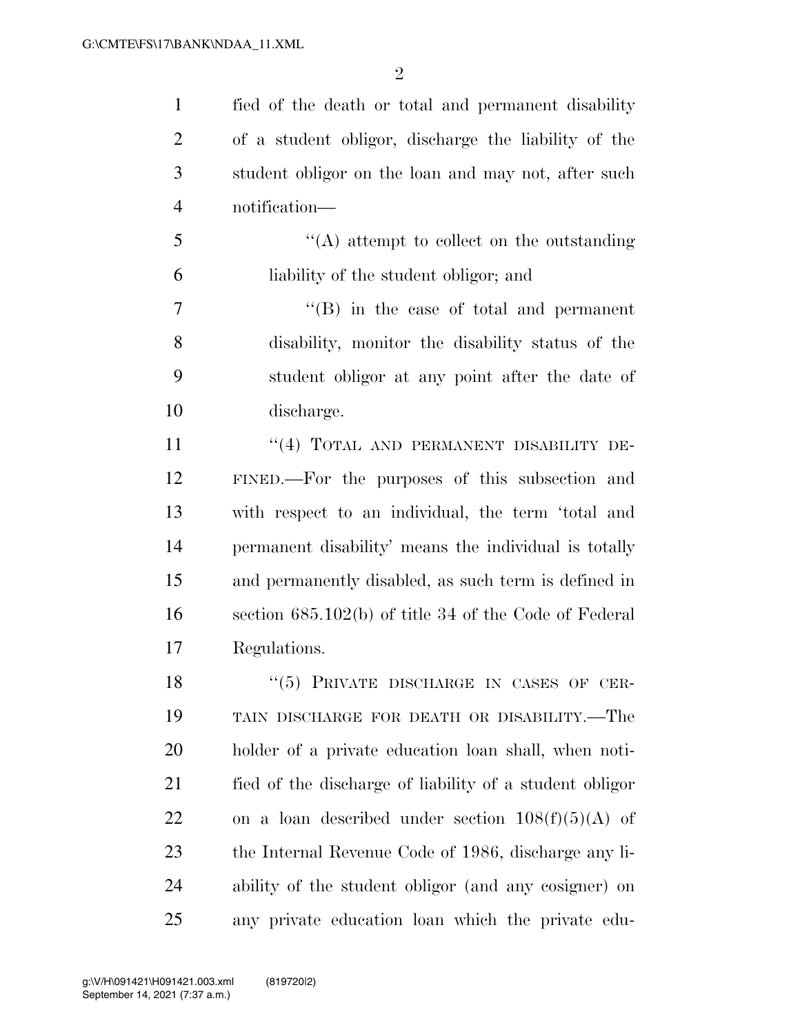fied of the death or total and permanent disability of a student obligor, discharge the liability of the student obligor on the loan and may not, after such notification—

"(A) attempt to collect on the outstanding liability of the student obligor; and

"(B) in the case of total and permanent disability, monitor the disability status of the student obligor at any point after the date of discharge.

"(4) TOTAL AND PERMANENT DISABILITY DEFINED.—For the purposes of this subsection and with respect to an individual, the term 'total and permanent disability' means the individual is totally and permanently disabled, as such term is defined in section 685.102(b) of title 34 of the Code of Federal Regulations.

"(5) PRIVATE DISCHARGE IN CASES OF CERTAIN DISCHARGE FOR DEATH OR DISABILITY.—The holder of a private education loan shall, when notified of the discharge of liability of a student obligor on a loan described under section 108(f)(5)(A) of the Internal Revenue Code of 1986, discharge any liability of the student obligor (and any cosigner) on any private education loan which the private edu-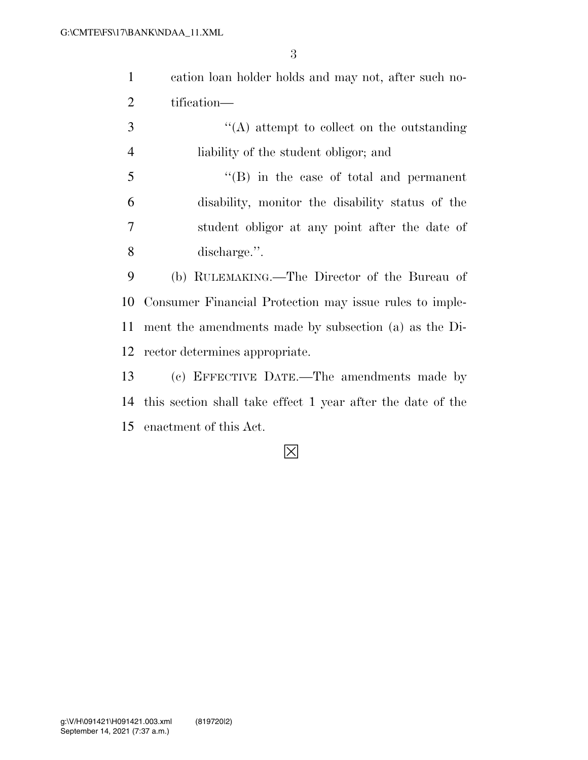cation loan holder holds and may not, after such notification—

"(A) attempt to collect on the outstanding liability of the student obligor; and

"(B) in the case of total and permanent disability, monitor the disability status of the student obligor at any point after the date of discharge.".

(b) RULEMAKING.—The Director of the Bureau of Consumer Financial Protection may issue rules to implement the amendments made by subsection (a) as the Director determines appropriate.

(c) EFFECTIVE DATE.—The amendments made by this section shall take effect 1 year after the date of the enactment of this Act.